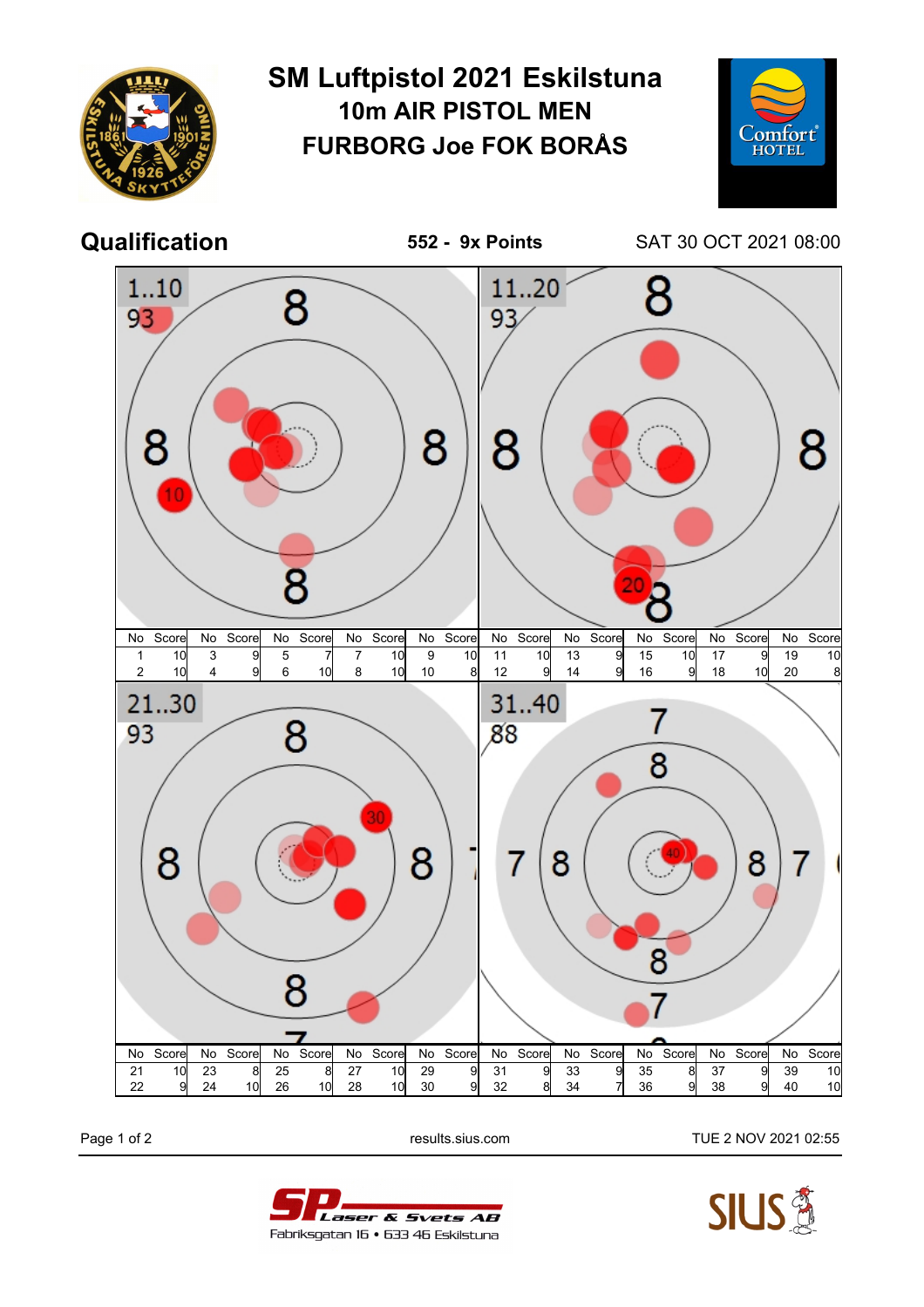# SM Luftpistol 2021 Eskilstuna

## 10m AIR PISTOL MEN

## FURBORG Joe FOK BORÅS

**Qualification** — **552 - 9x Points** — SAT 30 OCT 2021 08:00

### 1..10 — 93

| No | Score | No | Score | No | Score | No | Score | No | Score |
|---|---|---|---|---|---|---|---|---|---|
| 1 | 10 | 3 | 9 | 5 | 7 | 7 | 10 | 9 | 10 |
| 2 | 10 | 4 | 9 | 6 | 10 | 8 | 10 | 10 | 8 |

### 11..20 — 93

| No | Score | No | Score | No | Score | No | Score | No | Score |
|---|---|---|---|---|---|---|---|---|---|
| 11 | 10 | 13 | 9 | 15 | 10 | 17 | 9 | 19 | 10 |
| 12 | 9 | 14 | 9 | 16 | 9 | 18 | 10 | 20 | 8 |

### 21..30 — 93

| No | Score | No | Score | No | Score | No | Score | No | Score |
|---|---|---|---|---|---|---|---|---|---|
| 21 | 10 | 23 | 8 | 25 | 8 | 27 | 10 | 29 | 9 |
| 22 | 9 | 24 | 10 | 26 | 10 | 28 | 10 | 30 | 9 |

### 31..40 — 88

| No | Score | No | Score | No | Score | No | Score | No | Score |
|---|---|---|---|---|---|---|---|---|---|
| 31 | 9 | 33 | 9 | 35 | 8 | 37 | 9 | 39 | 10 |
| 32 | 8 | 34 | 7 | 36 | 9 | 38 | 9 | 40 | 10 |

results.sius.com — TUE 2 NOV 2021 02:55

SP Laser & Svets AB
Fabriksgatan 16 • 633 46 Eskilstuna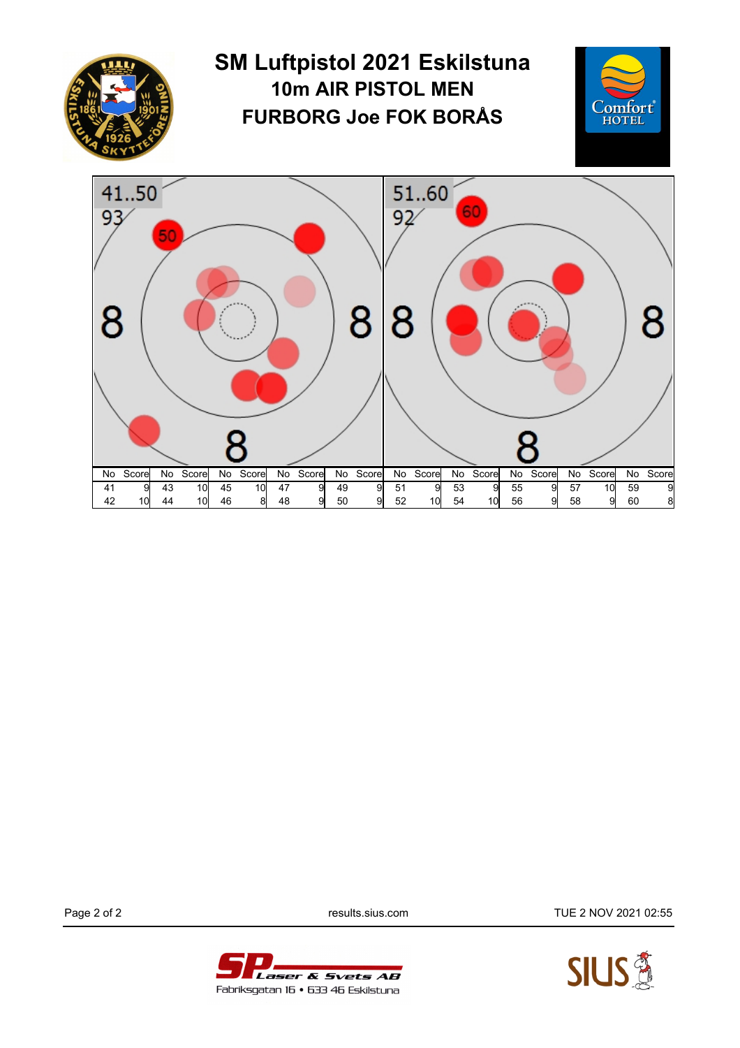# SM Luftpistol 2021 Eskilstuna

## 10m AIR PISTOL MEN

## FURBORG Joe FOK BORÅS

41..50
93

50

8 8 8

51..60
92

60

8 8 8

| No | Score | No | Score | No | Score | No | Score | No | Score | No | Score | No | Score | No | Score | No | Score | No | Score |
|---|---|---|---|---|---|---|---|---|---|---|---|---|---|---|---|---|---|---|---|
| 41 | 9 | 43 | 10 | 45 | 10 | 47 | 9 | 49 | 9 | 51 | 9 | 53 | 9 | 55 | 9 | 57 | 10 | 59 | 9 |
| 42 | 10 | 44 | 10 | 46 | 8 | 48 | 9 | 50 | 9 | 52 | 10 | 54 | 10 | 56 | 9 | 58 | 9 | 60 | 8 |

results.sius.com

TUE 2 NOV 2021 02:55

SP Laser & Svets AB
Fabriksgatan 16 • 633 46 Eskilstuna

SIUS